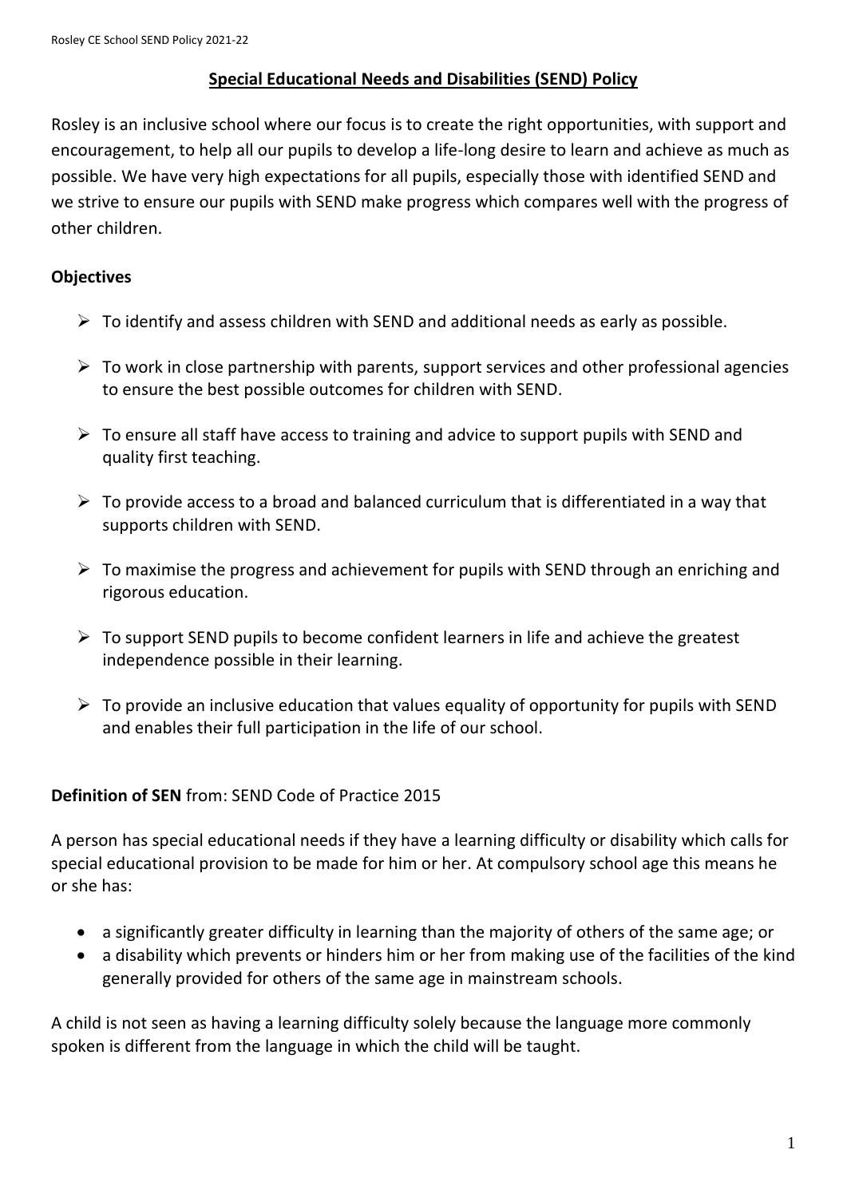## Special Educational Needs and Disabilities (SEND) Policy

Rosley is an inclusive school where our focus is to create the right opportunities, with support and encouragement, to help all our pupils to develop a life-long desire to learn and achieve as much as possible. We have very high expectations for all pupils, especially those with identified SEND and we strive to ensure our pupils with SEND make progress which compares well with the progress of other children.

### Objectives

- To identify and assess children with SEND and additional needs as early as possible.
- To work in close partnership with parents, support services and other professional agencies to ensure the best possible outcomes for children with SEND.
- To ensure all staff have access to training and advice to support pupils with SEND and quality first teaching.
- To provide access to a broad and balanced curriculum that is differentiated in a way that supports children with SEND.
- To maximise the progress and achievement for pupils with SEND through an enriching and rigorous education.
- To support SEND pupils to become confident learners in life and achieve the greatest independence possible in their learning.
- To provide an inclusive education that values equality of opportunity for pupils with SEND and enables their full participation in the life of our school.

**Definition of SEN** from: SEND Code of Practice 2015

A person has special educational needs if they have a learning difficulty or disability which calls for special educational provision to be made for him or her. At compulsory school age this means he or she has:

- a significantly greater difficulty in learning than the majority of others of the same age; or
- a disability which prevents or hinders him or her from making use of the facilities of the kind generally provided for others of the same age in mainstream schools.

A child is not seen as having a learning difficulty solely because the language more commonly spoken is different from the language in which the child will be taught.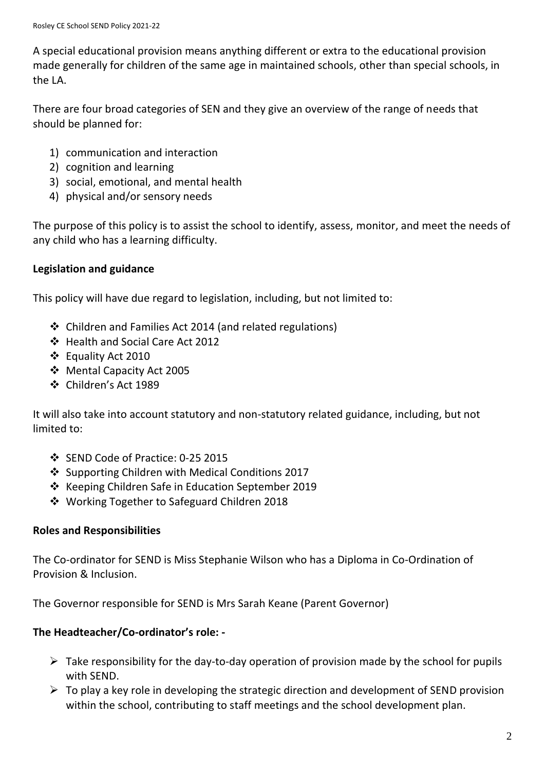A special educational provision means anything different or extra to the educational provision made generally for children of the same age in maintained schools, other than special schools, in the LA.

There are four broad categories of SEN and they give an overview of the range of needs that should be planned for:

1) communication and interaction
2) cognition and learning
3) social, emotional, and mental health
4) physical and/or sensory needs

The purpose of this policy is to assist the school to identify, assess, monitor, and meet the needs of any child who has a learning difficulty.

**Legislation and guidance**

This policy will have due regard to legislation, including, but not limited to:

- Children and Families Act 2014 (and related regulations)
- Health and Social Care Act 2012
- Equality Act 2010
- Mental Capacity Act 2005
- Children's Act 1989

It will also take into account statutory and non-statutory related guidance, including, but not limited to:

- SEND Code of Practice: 0-25 2015
- Supporting Children with Medical Conditions 2017
- Keeping Children Safe in Education September 2019
- Working Together to Safeguard Children 2018

**Roles and Responsibilities**

The Co-ordinator for SEND is Miss Stephanie Wilson who has a Diploma in Co-Ordination of Provision & Inclusion.

The Governor responsible for SEND is Mrs Sarah Keane (Parent Governor)

**The Headteacher/Co-ordinator's role: -**

- Take responsibility for the day-to-day operation of provision made by the school for pupils with SEND.
- To play a key role in developing the strategic direction and development of SEND provision within the school, contributing to staff meetings and the school development plan.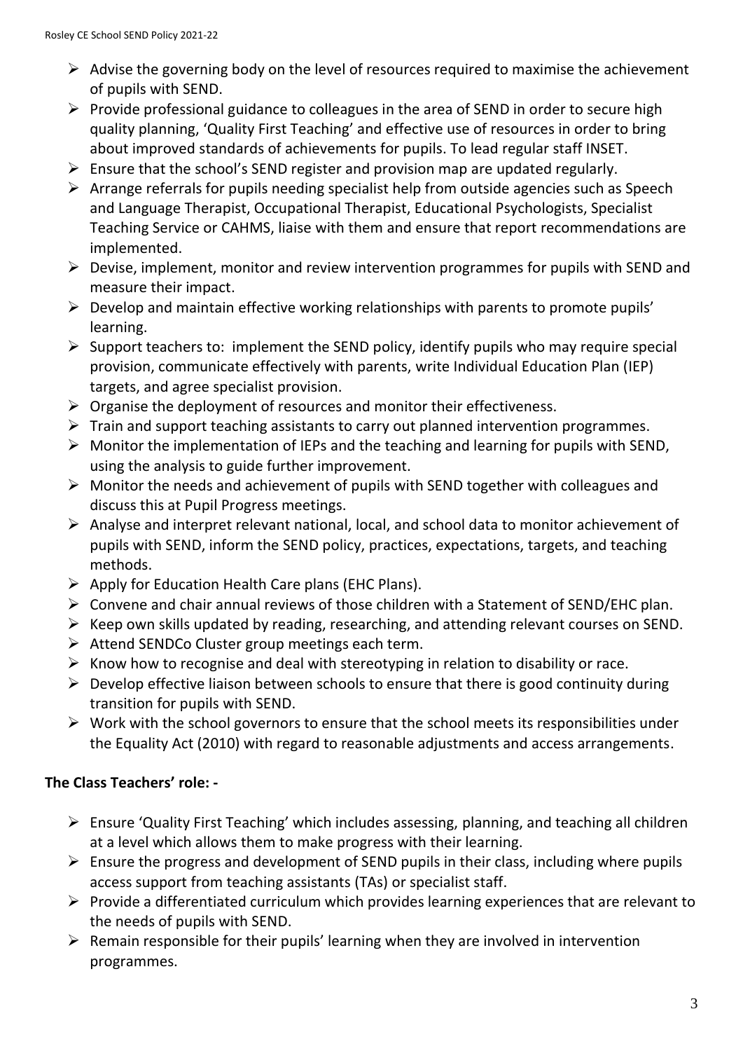- Advise the governing body on the level of resources required to maximise the achievement of pupils with SEND.
- Provide professional guidance to colleagues in the area of SEND in order to secure high quality planning, 'Quality First Teaching' and effective use of resources in order to bring about improved standards of achievements for pupils. To lead regular staff INSET.
- Ensure that the school's SEND register and provision map are updated regularly.
- Arrange referrals for pupils needing specialist help from outside agencies such as Speech and Language Therapist, Occupational Therapist, Educational Psychologists, Specialist Teaching Service or CAHMS, liaise with them and ensure that report recommendations are implemented.
- Devise, implement, monitor and review intervention programmes for pupils with SEND and measure their impact.
- Develop and maintain effective working relationships with parents to promote pupils' learning.
- Support teachers to: implement the SEND policy, identify pupils who may require special provision, communicate effectively with parents, write Individual Education Plan (IEP) targets, and agree specialist provision.
- Organise the deployment of resources and monitor their effectiveness.
- Train and support teaching assistants to carry out planned intervention programmes.
- Monitor the implementation of IEPs and the teaching and learning for pupils with SEND, using the analysis to guide further improvement.
- Monitor the needs and achievement of pupils with SEND together with colleagues and discuss this at Pupil Progress meetings.
- Analyse and interpret relevant national, local, and school data to monitor achievement of pupils with SEND, inform the SEND policy, practices, expectations, targets, and teaching methods.
- Apply for Education Health Care plans (EHC Plans).
- Convene and chair annual reviews of those children with a Statement of SEND/EHC plan.
- Keep own skills updated by reading, researching, and attending relevant courses on SEND.
- Attend SENDCo Cluster group meetings each term.
- Know how to recognise and deal with stereotyping in relation to disability or race.
- Develop effective liaison between schools to ensure that there is good continuity during transition for pupils with SEND.
- Work with the school governors to ensure that the school meets its responsibilities under the Equality Act (2010) with regard to reasonable adjustments and access arrangements.

**The Class Teachers' role: -**

- Ensure 'Quality First Teaching' which includes assessing, planning, and teaching all children at a level which allows them to make progress with their learning.
- Ensure the progress and development of SEND pupils in their class, including where pupils access support from teaching assistants (TAs) or specialist staff.
- Provide a differentiated curriculum which provides learning experiences that are relevant to the needs of pupils with SEND.
- Remain responsible for their pupils' learning when they are involved in intervention programmes.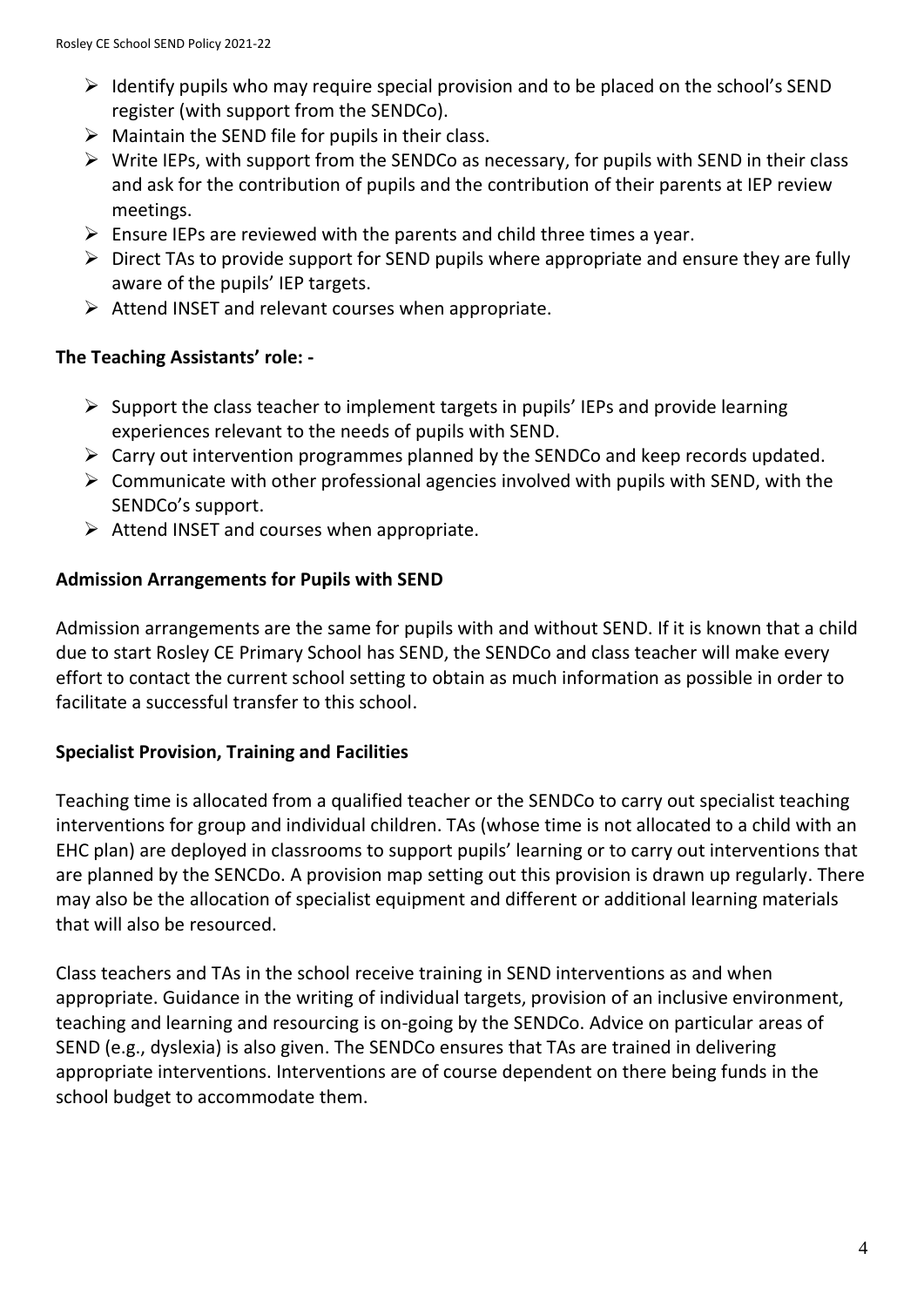- Identify pupils who may require special provision and to be placed on the school's SEND register (with support from the SENDCo).
- Maintain the SEND file for pupils in their class.
- Write IEPs, with support from the SENDCo as necessary, for pupils with SEND in their class and ask for the contribution of pupils and the contribution of their parents at IEP review meetings.
- Ensure IEPs are reviewed with the parents and child three times a year.
- Direct TAs to provide support for SEND pupils where appropriate and ensure they are fully aware of the pupils' IEP targets.
- Attend INSET and relevant courses when appropriate.

**The Teaching Assistants' role: -**

- Support the class teacher to implement targets in pupils' IEPs and provide learning experiences relevant to the needs of pupils with SEND.
- Carry out intervention programmes planned by the SENDCo and keep records updated.
- Communicate with other professional agencies involved with pupils with SEND, with the SENDCo's support.
- Attend INSET and courses when appropriate.

**Admission Arrangements for Pupils with SEND**

Admission arrangements are the same for pupils with and without SEND. If it is known that a child due to start Rosley CE Primary School has SEND, the SENDCo and class teacher will make every effort to contact the current school setting to obtain as much information as possible in order to facilitate a successful transfer to this school.

**Specialist Provision, Training and Facilities**

Teaching time is allocated from a qualified teacher or the SENDCo to carry out specialist teaching interventions for group and individual children. TAs (whose time is not allocated to a child with an EHC plan) are deployed in classrooms to support pupils' learning or to carry out interventions that are planned by the SENCDo. A provision map setting out this provision is drawn up regularly. There may also be the allocation of specialist equipment and different or additional learning materials that will also be resourced.

Class teachers and TAs in the school receive training in SEND interventions as and when appropriate. Guidance in the writing of individual targets, provision of an inclusive environment, teaching and learning and resourcing is on-going by the SENDCo. Advice on particular areas of SEND (e.g., dyslexia) is also given. The SENDCo ensures that TAs are trained in delivering appropriate interventions. Interventions are of course dependent on there being funds in the school budget to accommodate them.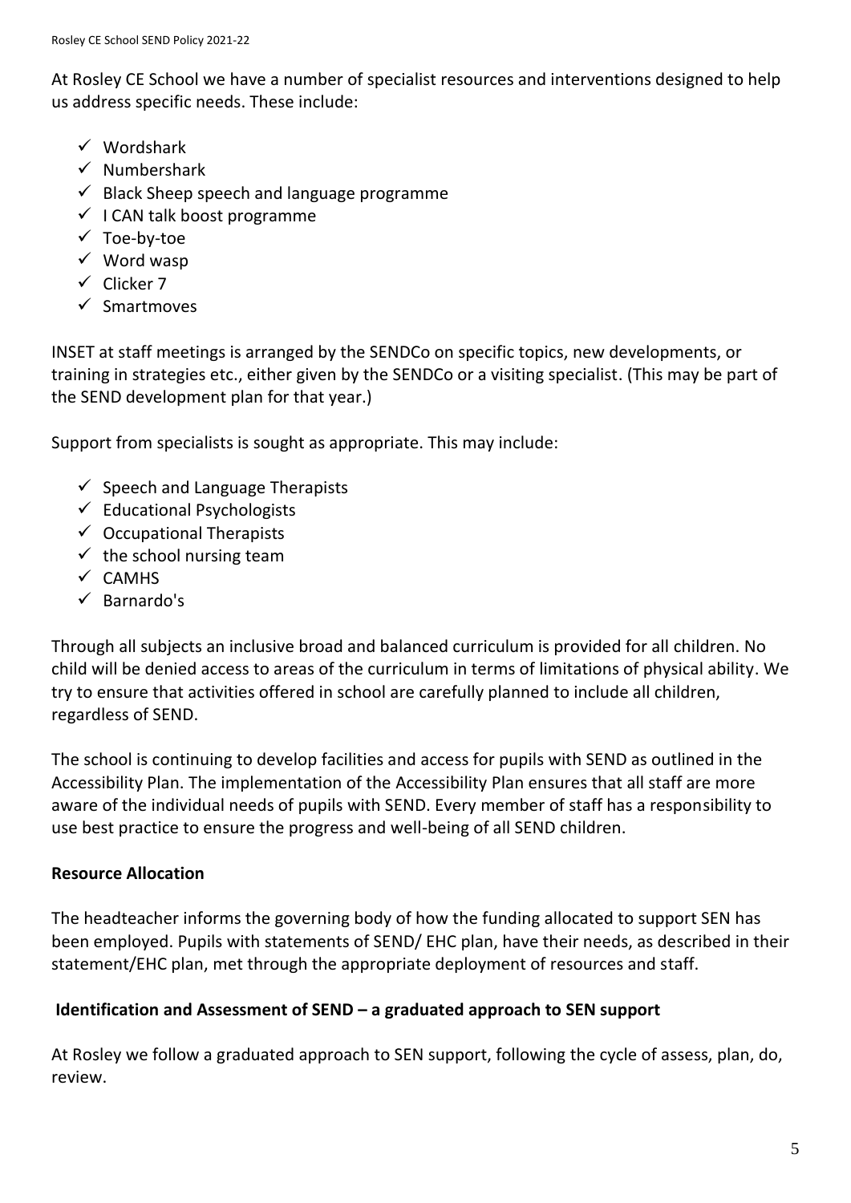At Rosley CE School we have a number of specialist resources and interventions designed to help us address specific needs. These include:

- Wordshark
- Numbershark
- Black Sheep speech and language programme
- I CAN talk boost programme
- Toe-by-toe
- Word wasp
- Clicker 7
- Smartmoves

INSET at staff meetings is arranged by the SENDCo on specific topics, new developments, or training in strategies etc., either given by the SENDCo or a visiting specialist. (This may be part of the SEND development plan for that year.)

Support from specialists is sought as appropriate. This may include:

- Speech and Language Therapists
- Educational Psychologists
- Occupational Therapists
- the school nursing team
- CAMHS
- Barnardo's

Through all subjects an inclusive broad and balanced curriculum is provided for all children. No child will be denied access to areas of the curriculum in terms of limitations of physical ability. We try to ensure that activities offered in school are carefully planned to include all children, regardless of SEND.

The school is continuing to develop facilities and access for pupils with SEND as outlined in the Accessibility Plan. The implementation of the Accessibility Plan ensures that all staff are more aware of the individual needs of pupils with SEND. Every member of staff has a responsibility to use best practice to ensure the progress and well-being of all SEND children.

**Resource Allocation**

The headteacher informs the governing body of how the funding allocated to support SEN has been employed. Pupils with statements of SEND/ EHC plan, have their needs, as described in their statement/EHC plan, met through the appropriate deployment of resources and staff.

**Identification and Assessment of SEND – a graduated approach to SEN support**

At Rosley we follow a graduated approach to SEN support, following the cycle of assess, plan, do, review.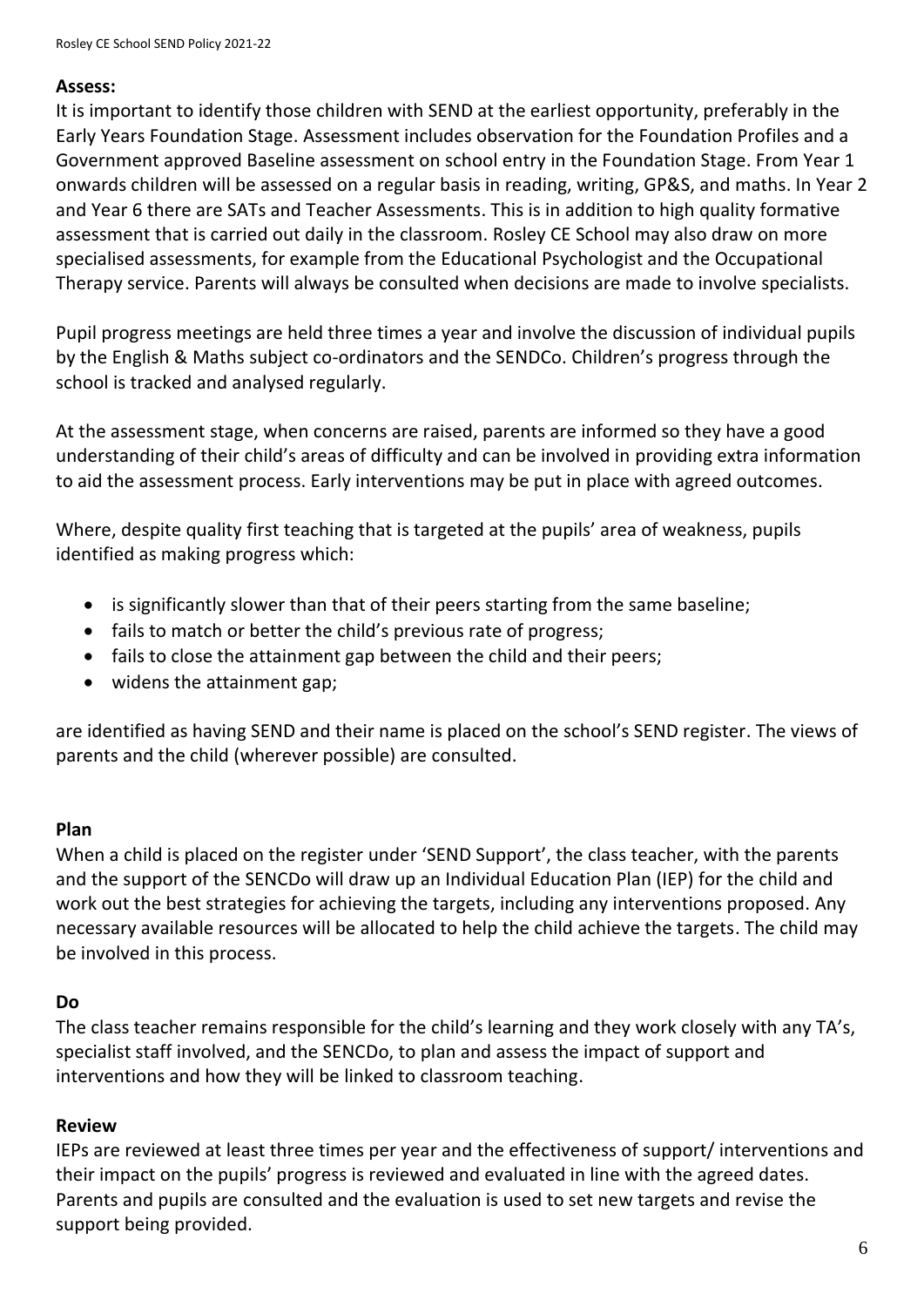**Assess:**

It is important to identify those children with SEND at the earliest opportunity, preferably in the Early Years Foundation Stage. Assessment includes observation for the Foundation Profiles and a Government approved Baseline assessment on school entry in the Foundation Stage. From Year 1 onwards children will be assessed on a regular basis in reading, writing, GP&S, and maths. In Year 2 and Year 6 there are SATs and Teacher Assessments. This is in addition to high quality formative assessment that is carried out daily in the classroom. Rosley CE School may also draw on more specialised assessments, for example from the Educational Psychologist and the Occupational Therapy service. Parents will always be consulted when decisions are made to involve specialists.

Pupil progress meetings are held three times a year and involve the discussion of individual pupils by the English & Maths subject co-ordinators and the SENDCo. Children's progress through the school is tracked and analysed regularly.

At the assessment stage, when concerns are raised, parents are informed so they have a good understanding of their child's areas of difficulty and can be involved in providing extra information to aid the assessment process. Early interventions may be put in place with agreed outcomes.

Where, despite quality first teaching that is targeted at the pupils' area of weakness, pupils identified as making progress which:

- is significantly slower than that of their peers starting from the same baseline;
- fails to match or better the child's previous rate of progress;
- fails to close the attainment gap between the child and their peers;
- widens the attainment gap;

are identified as having SEND and their name is placed on the school's SEND register. The views of parents and the child (wherever possible) are consulted.

**Plan**

When a child is placed on the register under 'SEND Support', the class teacher, with the parents and the support of the SENCDo will draw up an Individual Education Plan (IEP) for the child and work out the best strategies for achieving the targets, including any interventions proposed. Any necessary available resources will be allocated to help the child achieve the targets. The child may be involved in this process.

**Do**

The class teacher remains responsible for the child's learning and they work closely with any TA's, specialist staff involved, and the SENCDo, to plan and assess the impact of support and interventions and how they will be linked to classroom teaching.

**Review**

IEPs are reviewed at least three times per year and the effectiveness of support/ interventions and their impact on the pupils' progress is reviewed and evaluated in line with the agreed dates. Parents and pupils are consulted and the evaluation is used to set new targets and revise the support being provided.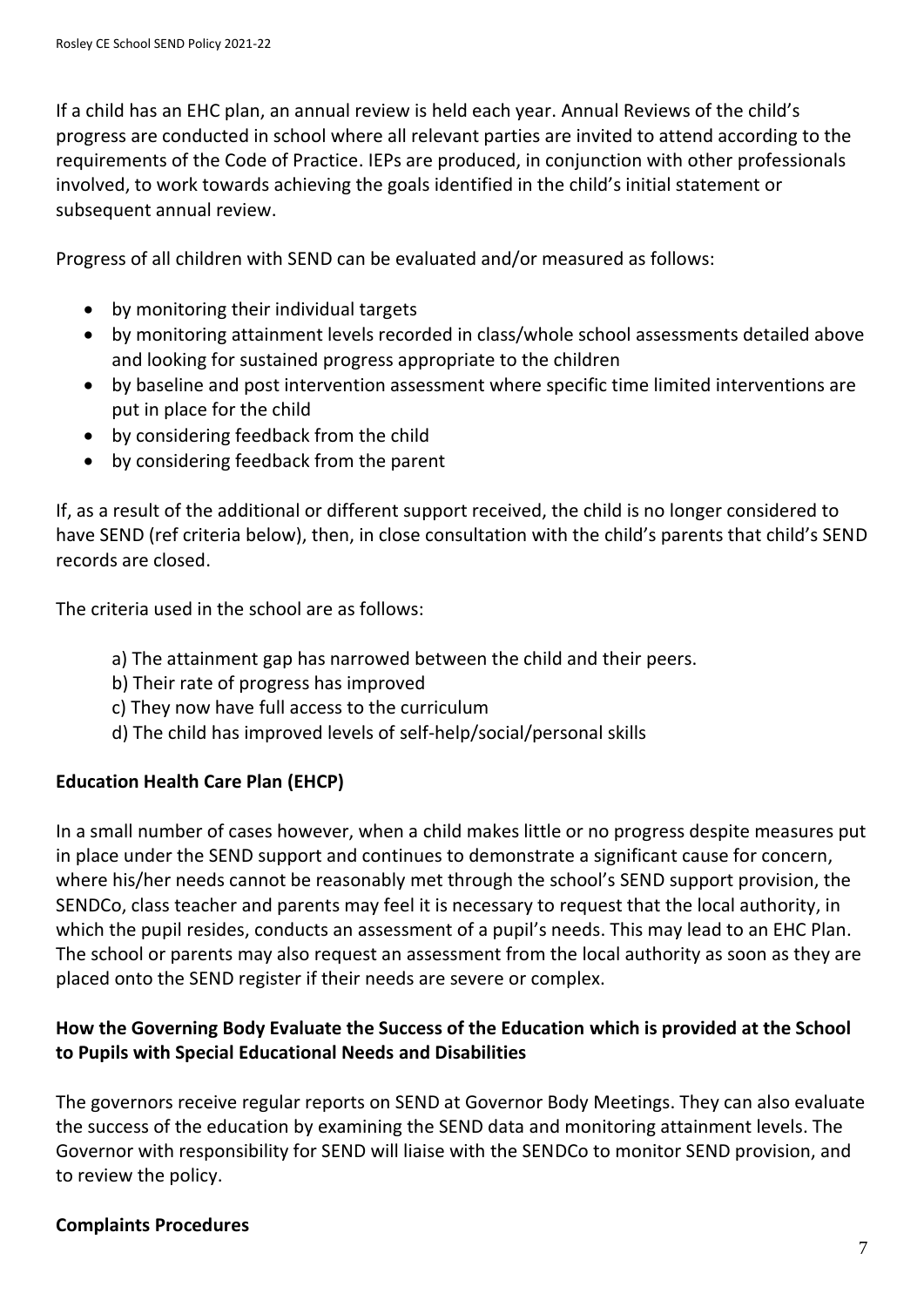If a child has an EHC plan, an annual review is held each year. Annual Reviews of the child's progress are conducted in school where all relevant parties are invited to attend according to the requirements of the Code of Practice. IEPs are produced, in conjunction with other professionals involved, to work towards achieving the goals identified in the child's initial statement or subsequent annual review.

Progress of all children with SEND can be evaluated and/or measured as follows:

- by monitoring their individual targets
- by monitoring attainment levels recorded in class/whole school assessments detailed above and looking for sustained progress appropriate to the children
- by baseline and post intervention assessment where specific time limited interventions are put in place for the child
- by considering feedback from the child
- by considering feedback from the parent

If, as a result of the additional or different support received, the child is no longer considered to have SEND (ref criteria below), then, in close consultation with the child's parents that child's SEND records are closed.

The criteria used in the school are as follows:

a) The attainment gap has narrowed between the child and their peers.
b) Their rate of progress has improved
c) They now have full access to the curriculum
d) The child has improved levels of self-help/social/personal skills

**Education Health Care Plan (EHCP)**

In a small number of cases however, when a child makes little or no progress despite measures put in place under the SEND support and continues to demonstrate a significant cause for concern, where his/her needs cannot be reasonably met through the school's SEND support provision, the SENDCo, class teacher and parents may feel it is necessary to request that the local authority, in which the pupil resides, conducts an assessment of a pupil's needs. This may lead to an EHC Plan. The school or parents may also request an assessment from the local authority as soon as they are placed onto the SEND register if their needs are severe or complex.

**How the Governing Body Evaluate the Success of the Education which is provided at the School to Pupils with Special Educational Needs and Disabilities**

The governors receive regular reports on SEND at Governor Body Meetings. They can also evaluate the success of the education by examining the SEND data and monitoring attainment levels. The Governor with responsibility for SEND will liaise with the SENDCo to monitor SEND provision, and to review the policy.

**Complaints Procedures**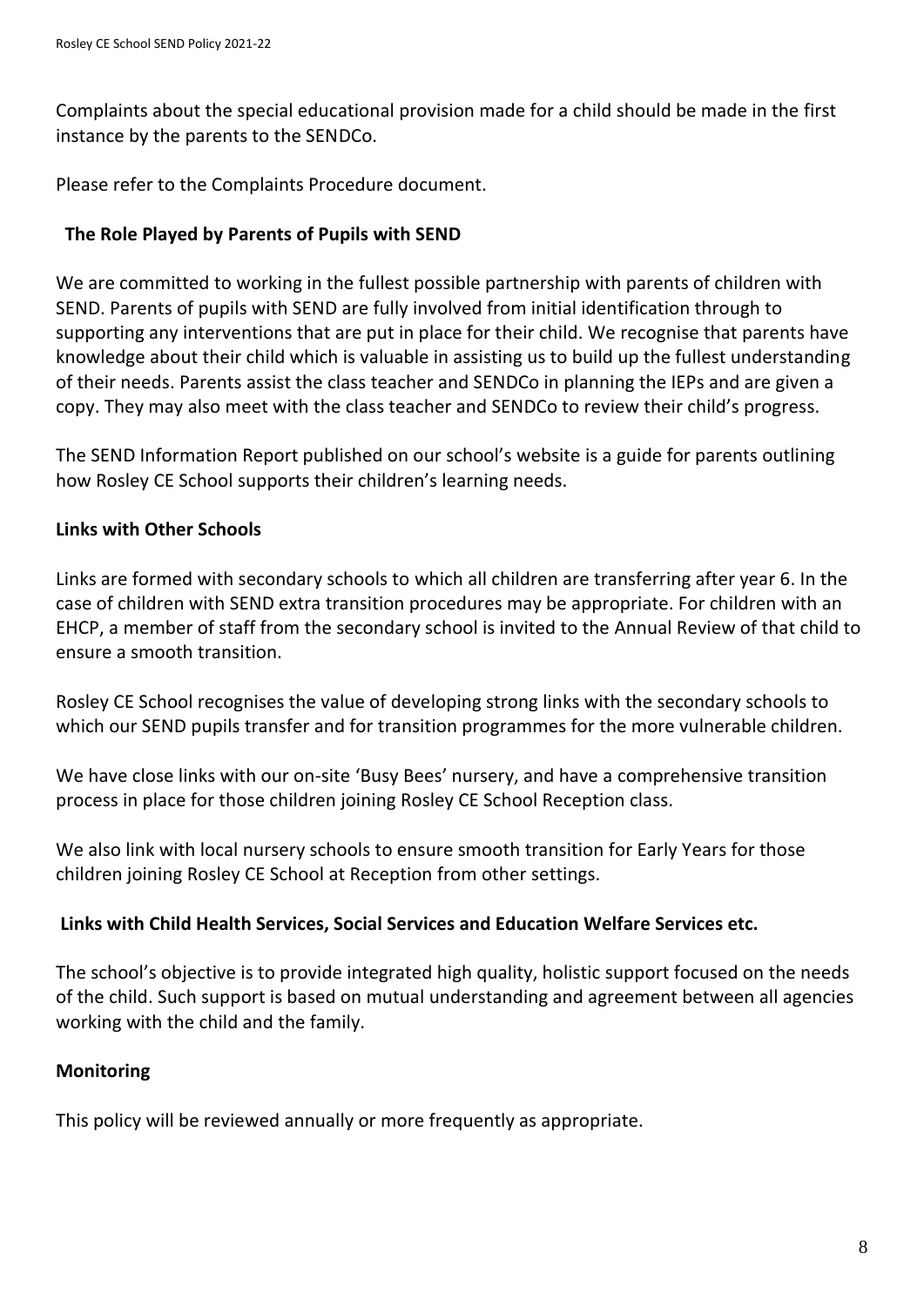Complaints about the special educational provision made for a child should be made in the first instance by the parents to the SENDCo.

Please refer to the Complaints Procedure document.

## The Role Played by Parents of Pupils with SEND

We are committed to working in the fullest possible partnership with parents of children with SEND. Parents of pupils with SEND are fully involved from initial identification through to supporting any interventions that are put in place for their child. We recognise that parents have knowledge about their child which is valuable in assisting us to build up the fullest understanding of their needs. Parents assist the class teacher and SENDCo in planning the IEPs and are given a copy. They may also meet with the class teacher and SENDCo to review their child's progress.

The SEND Information Report published on our school's website is a guide for parents outlining how Rosley CE School supports their children's learning needs.

## Links with Other Schools

Links are formed with secondary schools to which all children are transferring after year 6. In the case of children with SEND extra transition procedures may be appropriate. For children with an EHCP, a member of staff from the secondary school is invited to the Annual Review of that child to ensure a smooth transition.

Rosley CE School recognises the value of developing strong links with the secondary schools to which our SEND pupils transfer and for transition programmes for the more vulnerable children.

We have close links with our on-site 'Busy Bees' nursery, and have a comprehensive transition process in place for those children joining Rosley CE School Reception class.

We also link with local nursery schools to ensure smooth transition for Early Years for those children joining Rosley CE School at Reception from other settings.

## Links with Child Health Services, Social Services and Education Welfare Services etc.

The school's objective is to provide integrated high quality, holistic support focused on the needs of the child. Such support is based on mutual understanding and agreement between all agencies working with the child and the family.

## Monitoring

This policy will be reviewed annually or more frequently as appropriate.